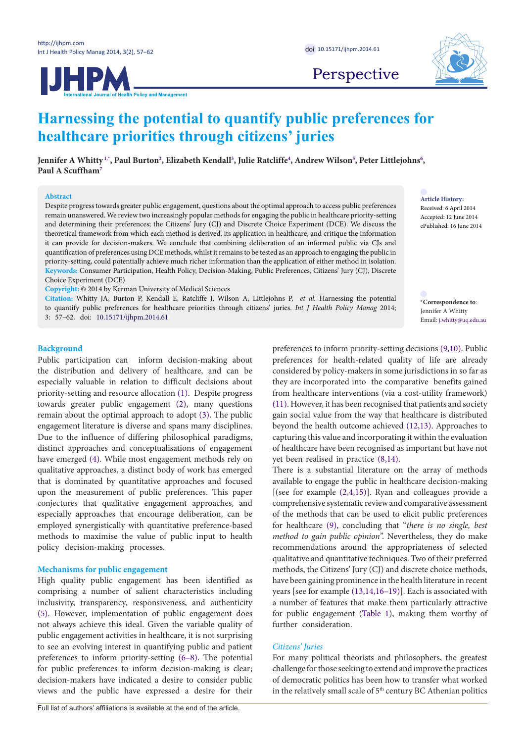Perspective

# Harnessing the potential to quantify public preferences for healthcare priorities through citizens' juries

**Jennifer A Whitty[1,*], Paul Burton[2], Elizabeth Kendall[3], Julie Ratcliffe[4], Andrew Wilson[5], Peter Littlejohns[6], Paul A Scuffham[7]**

## Abstract

Despite progress towards greater public engagement, questions about the optimal approach to access public preferences remain unanswered. We review two increasingly popular methods for engaging the public in healthcare priority-setting and determining their preferences; the Citizens' Jury (CJ) and Discrete Choice Experiment (DCE). We discuss the theoretical framework from which each method is derived, its application in healthcare, and critique the information it can provide for decision-makers. We conclude that combining deliberation of an informed public via CJs and quantification of preferences using DCE methods, whilst it remains to be tested as an approach to engaging the public in priority-setting, could potentially achieve much richer information than the application of either method in isolation.

**Keywords:** Consumer Participation, Health Policy, Decision-Making, Public Preferences, Citizens' Jury (CJ), Discrete Choice Experiment (DCE)

**Copyright:** © 2014 by Kerman University of Medical Sciences

**Citation:** Whitty JA, Burton P, Kendall E, Ratcliffe J, Wilson A, Littlejohns P, *et al.* Harnessing the potential to quantify public preferences for healthcare priorities through citizens' juries. *Int J Health Policy Manag* 2014; 3: 57–62. doi: 10.15171/ijhpm.2014.61

**Article History:**
Received: 6 April 2014
Accepted: 12 June 2014
ePublished: 16 June 2014

***Correspondence to**:
Jennifer A Whitty
Email: j.whitty@uq.edu.au

## Background

Public participation can inform decision-making about the distribution and delivery of healthcare, and can be especially valuable in relation to difficult decisions about priority-setting and resource allocation (1). Despite progress towards greater public engagement (2), many questions remain about the optimal approach to adopt (3). The public engagement literature is diverse and spans many disciplines. Due to the influence of differing philosophical paradigms, distinct approaches and conceptualisations of engagement have emerged (4). While most engagement methods rely on qualitative approaches, a distinct body of work has emerged that is dominated by quantitative approaches and focused upon the measurement of public preferences. This paper conjectures that qualitative engagement approaches, and especially approaches that encourage deliberation, can be employed synergistically with quantitative preference-based methods to maximise the value of public input to health policy decision-making processes.

## Mechanisms for public engagement

High quality public engagement has been identified as comprising a number of salient characteristics including inclusivity, transparency, responsiveness, and authenticity (5). However, implementation of public engagement does not always achieve this ideal. Given the variable quality of public engagement activities in healthcare, it is not surprising to see an evolving interest in quantifying public and patient preferences to inform priority-setting (6–8). The potential for public preferences to inform decision-making is clear; decision-makers have indicated a desire to consider public views and the public have expressed a desire for their preferences to inform priority-setting decisions (9,10). Public preferences for health-related quality of life are already considered by policy-makers in some jurisdictions in so far as they are incorporated into the comparative benefits gained from healthcare interventions (via a cost-utility framework) (11). However, it has been recognised that patients and society gain social value from the way that healthcare is distributed beyond the health outcome achieved (12,13). Approaches to capturing this value and incorporating it within the evaluation of healthcare have been recognised as important but have not yet been realised in practice (8,14).

There is a substantial literature on the array of methods available to engage the public in healthcare decision-making [(see for example (2,4,15)]. Ryan and colleagues provide a comprehensive systematic review and comparative assessment of the methods that can be used to elicit public preferences for healthcare (9), concluding that "*there is no single, best method to gain public opinion*". Nevertheless, they do make recommendations around the appropriateness of selected qualitative and quantitative techniques. Two of their preferred methods, the Citizens' Jury (CJ) and discrete choice methods, have been gaining prominence in the health literature in recent years [see for example (13,14,16–19)]. Each is associated with a number of features that make them particularly attractive for public engagement (Table 1), making them worthy of further consideration.

### *Citizens' Juries*

For many political theorists and philosophers, the greatest challenge for those seeking to extend and improve the practices of democratic politics has been how to transfer what worked in the relatively small scale of 5th century BC Athenian politics

Full list of authors' affiliations is available at the end of the article.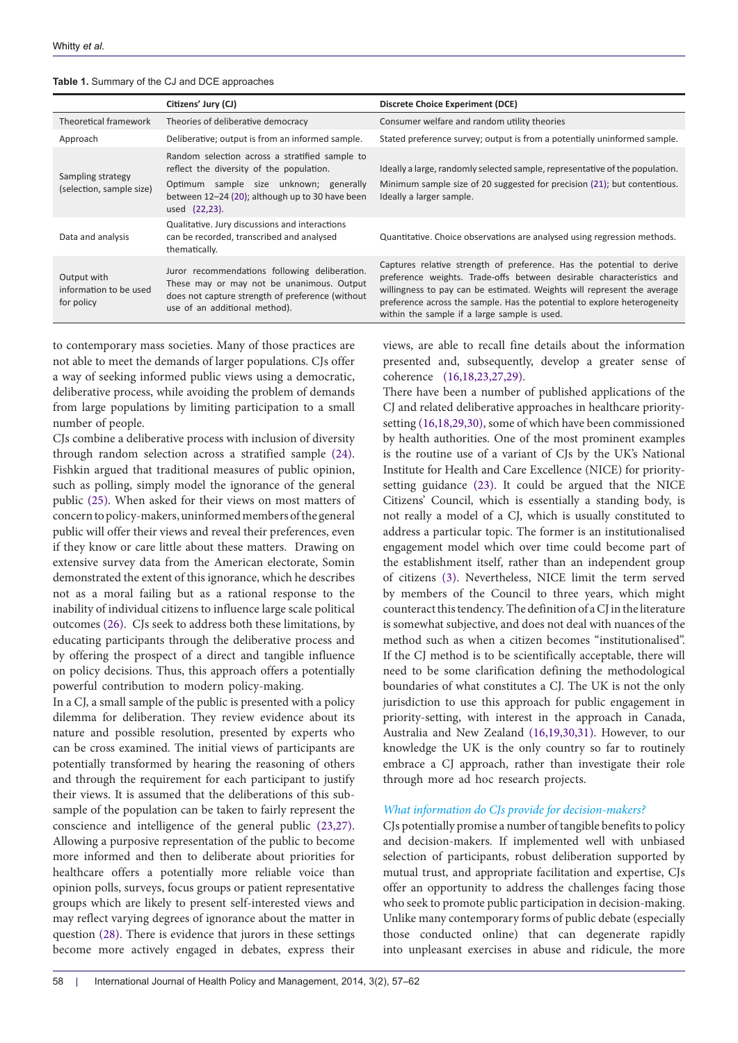**Table 1.** Summary of the CJ and DCE approaches

| | Citizens' Jury (CJ) | Discrete Choice Experiment (DCE) |
|---|---|---|
| Theoretical framework | Theories of deliberative democracy | Consumer welfare and random utility theories |
| Approach | Deliberative; output is from an informed sample. | Stated preference survey; output is from a potentially uninformed sample. |
| Sampling strategy (selection, sample size) | Random selection across a stratified sample to reflect the diversity of the population. Optimum sample size unknown; generally between 12–24 (20); although up to 30 have been used (22,23). | Ideally a large, randomly selected sample, representative of the population. Minimum sample size of 20 suggested for precision (21); but contentious. Ideally a larger sample. |
| Data and analysis | Qualitative. Jury discussions and interactions can be recorded, transcribed and analysed thematically. | Quantitative. Choice observations are analysed using regression methods. |
| Output with information to be used for policy | Juror recommendations following deliberation. These may or may not be unanimous. Output does not capture strength of preference (without use of an additional method). | Captures relative strength of preference. Has the potential to derive preference weights. Trade-offs between desirable characteristics and willingness to pay can be estimated. Weights will represent the average preference across the sample. Has the potential to explore heterogeneity within the sample if a large sample is used. |

to contemporary mass societies. Many of those practices are not able to meet the demands of larger populations. CJs offer a way of seeking informed public views using a democratic, deliberative process, while avoiding the problem of demands from large populations by limiting participation to a small number of people.

CJs combine a deliberative process with inclusion of diversity through random selection across a stratified sample (24). Fishkin argued that traditional measures of public opinion, such as polling, simply model the ignorance of the general public (25). When asked for their views on most matters of concern to policy-makers, uninformed members of the general public will offer their views and reveal their preferences, even if they know or care little about these matters. Drawing on extensive survey data from the American electorate, Somin demonstrated the extent of this ignorance, which he describes not as a moral failing but as a rational response to the inability of individual citizens to influence large scale political outcomes (26). CJs seek to address both these limitations, by educating participants through the deliberative process and by offering the prospect of a direct and tangible influence on policy decisions. Thus, this approach offers a potentially powerful contribution to modern policy-making.

In a CJ, a small sample of the public is presented with a policy dilemma for deliberation. They review evidence about its nature and possible resolution, presented by experts who can be cross examined. The initial views of participants are potentially transformed by hearing the reasoning of others and through the requirement for each participant to justify their views. It is assumed that the deliberations of this sub-sample of the population can be taken to fairly represent the conscience and intelligence of the general public (23,27). Allowing a purposive representation of the public to become more informed and then to deliberate about priorities for healthcare offers a potentially more reliable voice than opinion polls, surveys, focus groups or patient representative groups which are likely to present self-interested views and may reflect varying degrees of ignorance about the matter in question (28). There is evidence that jurors in these settings become more actively engaged in debates, express their views, are able to recall fine details about the information presented and, subsequently, develop a greater sense of coherence (16,18,23,27,29).

There have been a number of published applications of the CJ and related deliberative approaches in healthcare priority-setting (16,18,29,30), some of which have been commissioned by health authorities. One of the most prominent examples is the routine use of a variant of CJs by the UK's National Institute for Health and Care Excellence (NICE) for priority-setting guidance (23). It could be argued that the NICE Citizens' Council, which is essentially a standing body, is not really a model of a CJ, which is usually constituted to address a particular topic. The former is an institutionalised engagement model which over time could become part of the establishment itself, rather than an independent group of citizens (3). Nevertheless, NICE limit the term served by members of the Council to three years, which might counteract this tendency. The definition of a CJ in the literature is somewhat subjective, and does not deal with nuances of the method such as when a citizen becomes "institutionalised". If the CJ method is to be scientifically acceptable, there will need to be some clarification defining the methodological boundaries of what constitutes a CJ. The UK is not the only jurisdiction to use this approach for public engagement in priority-setting, with interest in the approach in Canada, Australia and New Zealand (16,19,30,31). However, to our knowledge the UK is the only country so far to routinely embrace a CJ approach, rather than investigate their role through more ad hoc research projects.

### *What information do CJs provide for decision-makers?*

CJs potentially promise a number of tangible benefits to policy and decision-makers. If implemented well with unbiased selection of participants, robust deliberation supported by mutual trust, and appropriate facilitation and expertise, CJs offer an opportunity to address the challenges facing those who seek to promote public participation in decision-making. Unlike many contemporary forms of public debate (especially those conducted online) that can degenerate rapidly into unpleasant exercises in abuse and ridicule, the more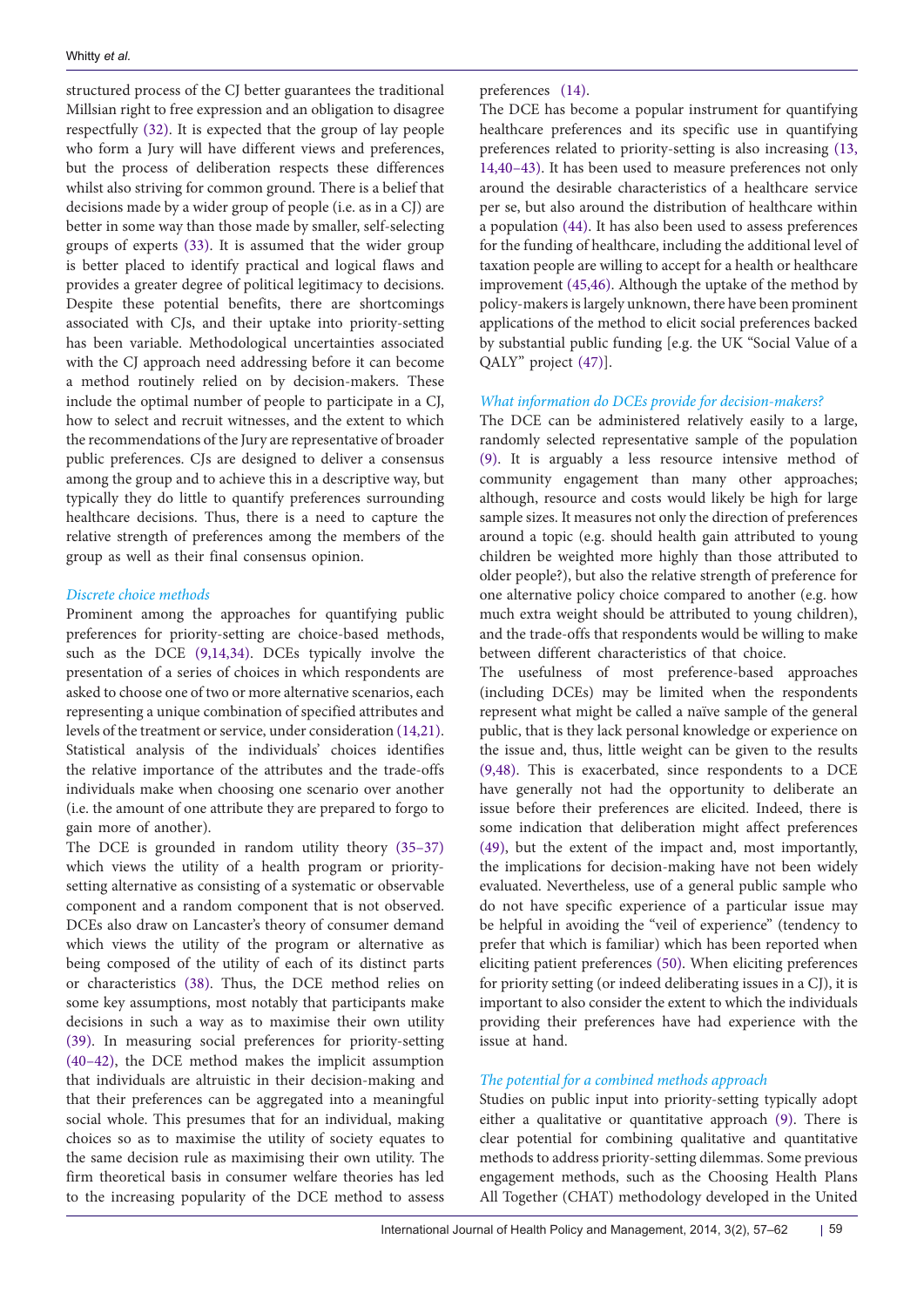structured process of the CJ better guarantees the traditional Millsian right to free expression and an obligation to disagree respectfully (32). It is expected that the group of lay people who form a Jury will have different views and preferences, but the process of deliberation respects these differences whilst also striving for common ground. There is a belief that decisions made by a wider group of people (i.e. as in a CJ) are better in some way than those made by smaller, self-selecting groups of experts (33). It is assumed that the wider group is better placed to identify practical and logical flaws and provides a greater degree of political legitimacy to decisions. Despite these potential benefits, there are shortcomings associated with CJs, and their uptake into priority-setting has been variable. Methodological uncertainties associated with the CJ approach need addressing before it can become a method routinely relied on by decision-makers. These include the optimal number of people to participate in a CJ, how to select and recruit witnesses, and the extent to which the recommendations of the Jury are representative of broader public preferences. CJs are designed to deliver a consensus among the group and to achieve this in a descriptive way, but typically they do little to quantify preferences surrounding healthcare decisions. Thus, there is a need to capture the relative strength of preferences among the members of the group as well as their final consensus opinion.

### *Discrete choice methods*

Prominent among the approaches for quantifying public preferences for priority-setting are choice-based methods, such as the DCE (9,14,34). DCEs typically involve the presentation of a series of choices in which respondents are asked to choose one of two or more alternative scenarios, each representing a unique combination of specified attributes and levels of the treatment or service, under consideration (14,21). Statistical analysis of the individuals' choices identifies the relative importance of the attributes and the trade-offs individuals make when choosing one scenario over another (i.e. the amount of one attribute they are prepared to forgo to gain more of another).

The DCE is grounded in random utility theory (35–37) which views the utility of a health program or priority-setting alternative as consisting of a systematic or observable component and a random component that is not observed. DCEs also draw on Lancaster's theory of consumer demand which views the utility of the program or alternative as being composed of the utility of each of its distinct parts or characteristics (38). Thus, the DCE method relies on some key assumptions, most notably that participants make decisions in such a way as to maximise their own utility (39). In measuring social preferences for priority-setting (40–42), the DCE method makes the implicit assumption that individuals are altruistic in their decision-making and that their preferences can be aggregated into a meaningful social whole. This presumes that for an individual, making choices so as to maximise the utility of society equates to the same decision rule as maximising their own utility. The firm theoretical basis in consumer welfare theories has led to the increasing popularity of the DCE method to assess preferences (14).

The DCE has become a popular instrument for quantifying healthcare preferences and its specific use in quantifying preferences related to priority-setting is also increasing (13, 14,40–43). It has been used to measure preferences not only around the desirable characteristics of a healthcare service per se, but also around the distribution of healthcare within a population (44). It has also been used to assess preferences for the funding of healthcare, including the additional level of taxation people are willing to accept for a health or healthcare improvement (45,46). Although the uptake of the method by policy-makers is largely unknown, there have been prominent applications of the method to elicit social preferences backed by substantial public funding [e.g. the UK "Social Value of a QALY" project (47)].

### *What information do DCEs provide for decision-makers?*

The DCE can be administered relatively easily to a large, randomly selected representative sample of the population (9). It is arguably a less resource intensive method of community engagement than many other approaches; although, resource and costs would likely be high for large sample sizes. It measures not only the direction of preferences around a topic (e.g. should health gain attributed to young children be weighted more highly than those attributed to older people?), but also the relative strength of preference for one alternative policy choice compared to another (e.g. how much extra weight should be attributed to young children), and the trade-offs that respondents would be willing to make between different characteristics of that choice.

The usefulness of most preference-based approaches (including DCEs) may be limited when the respondents represent what might be called a naïve sample of the general public, that is they lack personal knowledge or experience on the issue and, thus, little weight can be given to the results (9,48). This is exacerbated, since respondents to a DCE have generally not had the opportunity to deliberate an issue before their preferences are elicited. Indeed, there is some indication that deliberation might affect preferences (49), but the extent of the impact and, most importantly, the implications for decision-making have not been widely evaluated. Nevertheless, use of a general public sample who do not have specific experience of a particular issue may be helpful in avoiding the "veil of experience" (tendency to prefer that which is familiar) which has been reported when eliciting patient preferences (50). When eliciting preferences for priority setting (or indeed deliberating issues in a CJ), it is important to also consider the extent to which the individuals providing their preferences have had experience with the issue at hand.

### *The potential for a combined methods approach*

Studies on public input into priority-setting typically adopt either a qualitative or quantitative approach (9). There is clear potential for combining qualitative and quantitative methods to address priority-setting dilemmas. Some previous engagement methods, such as the Choosing Health Plans All Together (CHAT) methodology developed in the United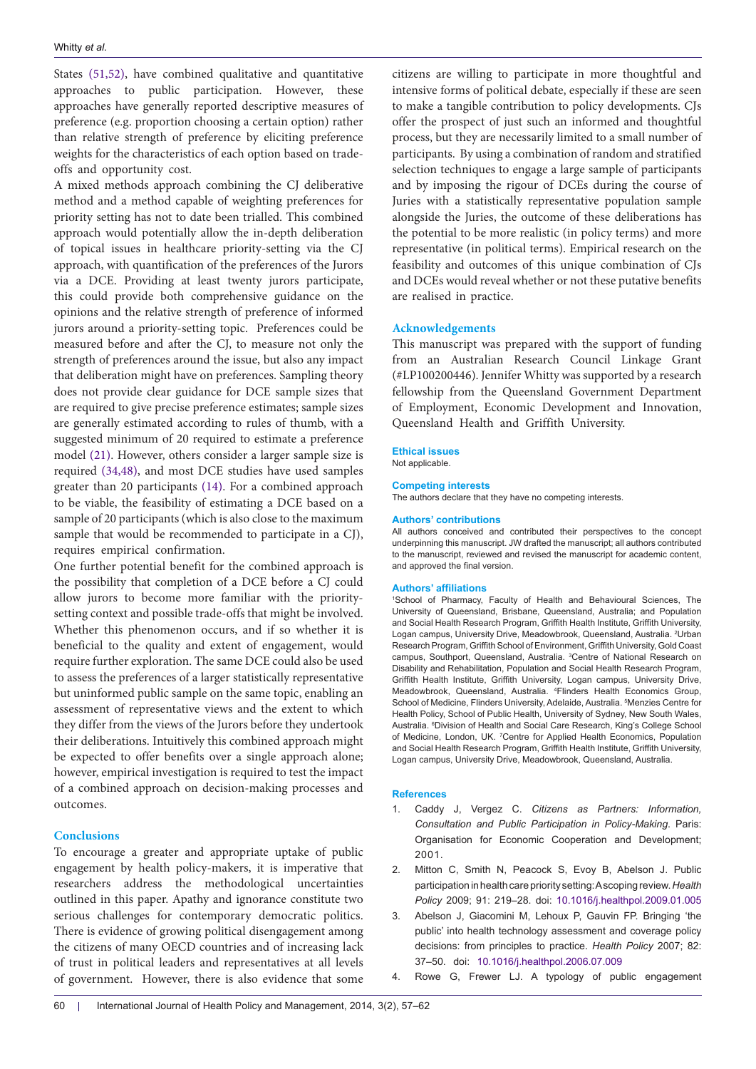States (51,52), have combined qualitative and quantitative approaches to public participation. However, these approaches have generally reported descriptive measures of preference (e.g. proportion choosing a certain option) rather than relative strength of preference by eliciting preference weights for the characteristics of each option based on trade-offs and opportunity cost.

A mixed methods approach combining the CJ deliberative method and a method capable of weighting preferences for priority setting has not to date been trialled. This combined approach would potentially allow the in-depth deliberation of topical issues in healthcare priority-setting via the CJ approach, with quantification of the preferences of the Jurors via a DCE. Providing at least twenty jurors participate, this could provide both comprehensive guidance on the opinions and the relative strength of preference of informed jurors around a priority-setting topic. Preferences could be measured before and after the CJ, to measure not only the strength of preferences around the issue, but also any impact that deliberation might have on preferences. Sampling theory does not provide clear guidance for DCE sample sizes that are required to give precise preference estimates; sample sizes are generally estimated according to rules of thumb, with a suggested minimum of 20 required to estimate a preference model (21). However, others consider a larger sample size is required (34,48), and most DCE studies have used samples greater than 20 participants (14). For a combined approach to be viable, the feasibility of estimating a DCE based on a sample of 20 participants (which is also close to the maximum sample that would be recommended to participate in a CJ), requires empirical confirmation.

One further potential benefit for the combined approach is the possibility that completion of a DCE before a CJ could allow jurors to become more familiar with the priority-setting context and possible trade-offs that might be involved. Whether this phenomenon occurs, and if so whether it is beneficial to the quality and extent of engagement, would require further exploration. The same DCE could also be used to assess the preferences of a larger statistically representative but uninformed public sample on the same topic, enabling an assessment of representative views and the extent to which they differ from the views of the Jurors before they undertook their deliberations. Intuitively this combined approach might be expected to offer benefits over a single approach alone; however, empirical investigation is required to test the impact of a combined approach on decision-making processes and outcomes.

## Conclusions

To encourage a greater and appropriate uptake of public engagement by health policy-makers, it is imperative that researchers address the methodological uncertainties outlined in this paper. Apathy and ignorance constitute two serious challenges for contemporary democratic politics. There is evidence of growing political disengagement among the citizens of many OECD countries and of increasing lack of trust in political leaders and representatives at all levels of government. However, there is also evidence that some citizens are willing to participate in more thoughtful and intensive forms of political debate, especially if these are seen to make a tangible contribution to policy developments. CJs offer the prospect of just such an informed and thoughtful process, but they are necessarily limited to a small number of participants. By using a combination of random and stratified selection techniques to engage a large sample of participants and by imposing the rigour of DCEs during the course of Juries with a statistically representative population sample alongside the Juries, the outcome of these deliberations has the potential to be more realistic (in policy terms) and more representative (in political terms). Empirical research on the feasibility and outcomes of this unique combination of CJs and DCEs would reveal whether or not these putative benefits are realised in practice.

## Acknowledgements

This manuscript was prepared with the support of funding from an Australian Research Council Linkage Grant (#LP100200446). Jennifer Whitty was supported by a research fellowship from the Queensland Government Department of Employment, Economic Development and Innovation, Queensland Health and Griffith University.

### Ethical issues

Not applicable.

### Competing interests

The authors declare that they have no competing interests.

### Authors' contributions

All authors conceived and contributed their perspectives to the concept underpinning this manuscript. JW drafted the manuscript; all authors contributed to the manuscript, reviewed and revised the manuscript for academic content, and approved the final version.

### Authors' affiliations

[1]School of Pharmacy, Faculty of Health and Behavioural Sciences, The University of Queensland, Brisbane, Queensland, Australia; and Population and Social Health Research Program, Griffith Health Institute, Griffith University, Logan campus, University Drive, Meadowbrook, Queensland, Australia. [2]Urban Research Program, Griffith School of Environment, Griffith University, Gold Coast campus, Southport, Queensland, Australia. [3]Centre of National Research on Disability and Rehabilitation, Population and Social Health Research Program, Griffith Health Institute, Griffith University, Logan campus, University Drive, Meadowbrook, Queensland, Australia. [4]Flinders Health Economics Group, School of Medicine, Flinders University, Adelaide, Australia. [5]Menzies Centre for Health Policy, School of Public Health, University of Sydney, New South Wales, Australia. [6]Division of Health and Social Care Research, King's College School of Medicine, London, UK. [7]Centre for Applied Health Economics, Population and Social Health Research Program, Griffith Health Institute, Griffith University, Logan campus, University Drive, Meadowbrook, Queensland, Australia.

### References

1. Caddy J, Vergez C. *Citizens as Partners: Information, Consultation and Public Participation in Policy-Making.* Paris: Organisation for Economic Cooperation and Development; 2001.
2. Mitton C, Smith N, Peacock S, Evoy B, Abelson J. Public participation in health care priority setting: A scoping review. *Health Policy* 2009; 91: 219–28. doi: 10.1016/j.healthpol.2009.01.005
3. Abelson J, Giacomini M, Lehoux P, Gauvin FP. Bringing 'the public' into health technology assessment and coverage policy decisions: from principles to practice. *Health Policy* 2007; 82: 37–50. doi: 10.1016/j.healthpol.2006.07.009
4. Rowe G, Frewer LJ. A typology of public engagement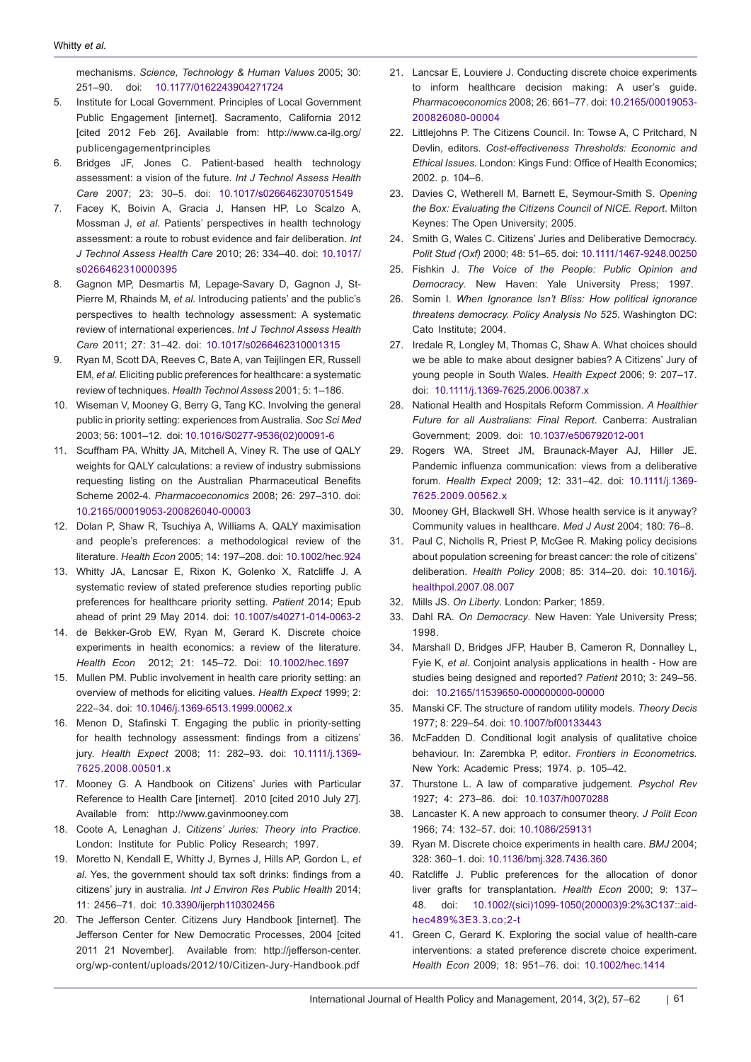mechanisms. *Science, Technology & Human Values* 2005; 30: 251–90. doi: 10.1177/0162243904271724

5. Institute for Local Government. Principles of Local Government Public Engagement [internet]. Sacramento, California 2012 [cited 2012 Feb 26]. Available from: http://www.ca-ilg.org/publicengagementprinciples
6. Bridges JF, Jones C. Patient-based health technology assessment: a vision of the future. *Int J Technol Assess Health Care* 2007; 23: 30–5. doi: 10.1017/s0266462307051549
7. Facey K, Boivin A, Gracia J, Hansen HP, Lo Scalzo A, Mossman J, *et al*. Patients' perspectives in health technology assessment: a route to robust evidence and fair deliberation. *Int J Technol Assess Health Care* 2010; 26: 334–40. doi: 10.1017/s0266462310000395
8. Gagnon MP, Desmartis M, Lepage-Savary D, Gagnon J, St-Pierre M, Rhainds M, *et al.* Introducing patients' and the public's perspectives to health technology assessment: A systematic review of international experiences. *Int J Technol Assess Health Care* 2011; 27: 31–42. doi: 10.1017/s0266462310001315
9. Ryan M, Scott DA, Reeves C, Bate A, van Teijlingen ER, Russell EM, *et al.* Eliciting public preferences for healthcare: a systematic review of techniques. *Health Technol Assess* 2001; 5: 1–186.
10. Wiseman V, Mooney G, Berry G, Tang KC. Involving the general public in priority setting: experiences from Australia. *Soc Sci Med* 2003; 56: 1001–12. doi: 10.1016/S0277-9536(02)00091-6
11. Scuffham PA, Whitty JA, Mitchell A, Viney R. The use of QALY weights for QALY calculations: a review of industry submissions requesting listing on the Australian Pharmaceutical Benefits Scheme 2002-4. *Pharmacoeconomics* 2008; 26: 297–310. doi: 10.2165/00019053-200826040-00003
12. Dolan P, Shaw R, Tsuchiya A, Williams A. QALY maximisation and people's preferences: a methodological review of the literature. *Health Econ* 2005; 14: 197–208. doi: 10.1002/hec.924
13. Whitty JA, Lancsar E, Rixon K, Golenko X, Ratcliffe J. A systematic review of stated preference studies reporting public preferences for healthcare priority setting. *Patient* 2014; Epub ahead of print 29 May 2014. doi: 10.1007/s40271-014-0063-2
14. de Bekker-Grob EW, Ryan M, Gerard K. Discrete choice experiments in health economics: a review of the literature. *Health Econ* 2012; 21: 145–72. Doi: 10.1002/hec.1697
15. Mullen PM. Public involvement in health care priority setting: an overview of methods for eliciting values. *Health Expect* 1999; 2: 222–34. doi: 10.1046/j.1369-6513.1999.00062.x
16. Menon D, Stafinski T. Engaging the public in priority-setting for health technology assessment: findings from a citizens' jury. *Health Expect* 2008; 11: 282–93. doi: 10.1111/j.1369-7625.2008.00501.x
17. Mooney G. A Handbook on Citizens' Juries with Particular Reference to Health Care [internet]. 2010 [cited 2010 July 27]. Available from: http://www.gavinmooney.com
18. Coote A, Lenaghan J. *Citizens' Juries: Theory into Practice*. London: Institute for Public Policy Research; 1997.
19. Moretto N, Kendall E, Whitty J, Byrnes J, Hills AP, Gordon L, *et al*. Yes, the government should tax soft drinks: findings from a citizens' jury in australia. *Int J Environ Res Public Health* 2014; 11: 2456–71. doi: 10.3390/ijerph110302456
20. The Jefferson Center. Citizens Jury Handbook [internet]. The Jefferson Center for New Democratic Processes, 2004 [cited 2011 21 November]. Available from: http://jefferson-center.org/wp-content/uploads/2012/10/Citizen-Jury-Handbook.pdf
21. Lancsar E, Louviere J. Conducting discrete choice experiments to inform healthcare decision making: A user's guide. *Pharmacoeconomics* 2008; 26: 661–77. doi: 10.2165/00019053-200826080-00004
22. Littlejohns P. The Citizens Council. In: Towse A, C Pritchard, N Devlin, editors. *Cost-effectiveness Thresholds: Economic and Ethical Issues*. London: Kings Fund: Office of Health Economics; 2002. p. 104–6.
23. Davies C, Wetherell M, Barnett E, Seymour-Smith S. *Opening the Box: Evaluating the Citizens Council of NICE. Report*. Milton Keynes: The Open University; 2005.
24. Smith G, Wales C. Citizens' Juries and Deliberative Democracy. *Polit Stud (Oxf)* 2000; 48: 51–65. doi: 10.1111/1467-9248.00250
25. Fishkin J. *The Voice of the People: Public Opinion and Democracy*. New Haven: Yale University Press; 1997.
26. Somin I. *When Ignorance Isn't Bliss: How political ignorance threatens democracy. Policy Analysis No 525*. Washington DC: Cato Institute; 2004.
27. Iredale R, Longley M, Thomas C, Shaw A. What choices should we be able to make about designer babies? A Citizens' Jury of young people in South Wales. *Health Expect* 2006; 9: 207–17. doi: 10.1111/j.1369-7625.2006.00387.x
28. National Health and Hospitals Reform Commission. *A Healthier Future for all Australians: Final Report*. Canberra: Australian Government; 2009. doi: 10.1037/e506792012-001
29. Rogers WA, Street JM, Braunack-Mayer AJ, Hiller JE. Pandemic influenza communication: views from a deliberative forum. *Health Expect* 2009; 12: 331–42. doi: 10.1111/j.1369-7625.2009.00562.x
30. Mooney GH, Blackwell SH. Whose health service is it anyway? Community values in healthcare. *Med J Aust* 2004; 180: 76–8.
31. Paul C, Nicholls R, Priest P, McGee R. Making policy decisions about population screening for breast cancer: the role of citizens' deliberation. *Health Policy* 2008; 85: 314–20. doi: 10.1016/j.healthpol.2007.08.007
32. Mills JS. *On Liberty*. London: Parker; 1859.
33. Dahl RA. *On Democracy*. New Haven: Yale University Press; 1998.
34. Marshall D, Bridges JFP, Hauber B, Cameron R, Donnalley L, Fyie K, *et al*. Conjoint analysis applications in health - How are studies being designed and reported? *Patient* 2010; 3: 249–56. doi: 10.2165/11539650-000000000-00000
35. Manski CF. The structure of random utility models. *Theory Decis* 1977; 8: 229–54. doi: 10.1007/bf00133443
36. McFadden D. Conditional logit analysis of qualitative choice behaviour. In: Zarembka P, editor. *Frontiers in Econometrics.* New York: Academic Press; 1974. p. 105–42.
37. Thurstone L. A law of comparative judgement. *Psychol Rev* 1927; 4: 273–86. doi: 10.1037/h0070288
38. Lancaster K. A new approach to consumer theory. *J Polit Econ* 1966; 74: 132–57. doi: 10.1086/259131
39. Ryan M. Discrete choice experiments in health care. *BMJ* 2004; 328: 360–1. doi: 10.1136/bmj.328.7436.360
40. Ratcliffe J. Public preferences for the allocation of donor liver grafts for transplantation. *Health Econ* 2000; 9: 137–48. doi: 10.1002/(sici)1099-1050(200003)9:2%3C137::aid-hec489%3E3.3.co;2-t
41. Green C, Gerard K. Exploring the social value of health-care interventions: a stated preference discrete choice experiment. *Health Econ* 2009; 18: 951–76. doi: 10.1002/hec.1414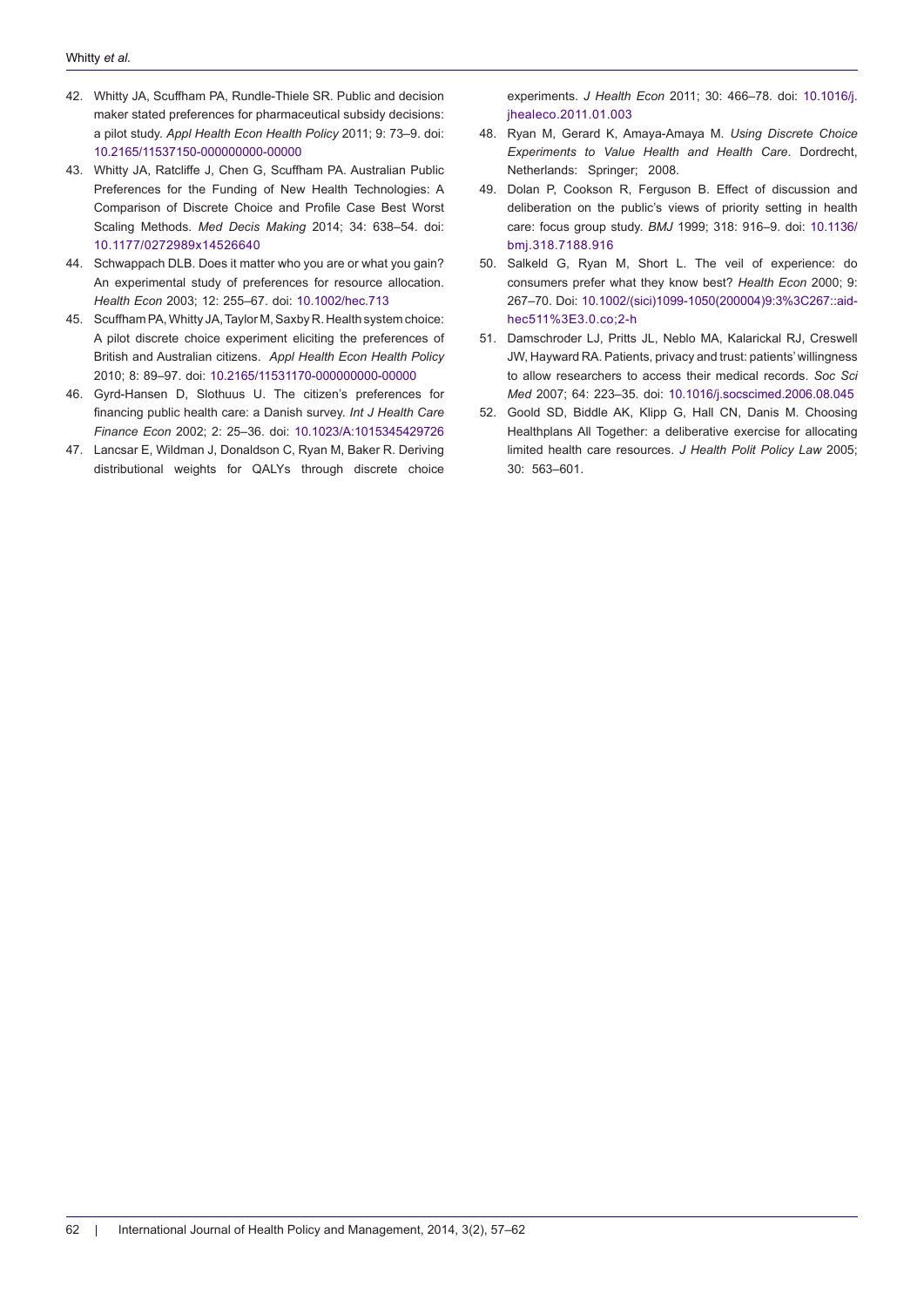42. Whitty JA, Scuffham PA, Rundle-Thiele SR. Public and decision maker stated preferences for pharmaceutical subsidy decisions: a pilot study. *Appl Health Econ Health Policy* 2011; 9: 73–9. doi: 10.2165/11537150-000000000-00000
43. Whitty JA, Ratcliffe J, Chen G, Scuffham PA. Australian Public Preferences for the Funding of New Health Technologies: A Comparison of Discrete Choice and Profile Case Best Worst Scaling Methods. *Med Decis Making* 2014; 34: 638–54. doi: 10.1177/0272989x14526640
44. Schwappach DLB. Does it matter who you are or what you gain? An experimental study of preferences for resource allocation. *Health Econ* 2003; 12: 255–67. doi: 10.1002/hec.713
45. Scuffham PA, Whitty JA, Taylor M, Saxby R. Health system choice: A pilot discrete choice experiment eliciting the preferences of British and Australian citizens. *Appl Health Econ Health Policy* 2010; 8: 89–97. doi: 10.2165/11531170-000000000-00000
46. Gyrd-Hansen D, Slothuus U. The citizen's preferences for financing public health care: a Danish survey. *Int J Health Care Finance Econ* 2002; 2: 25–36. doi: 10.1023/A:1015345429726
47. Lancsar E, Wildman J, Donaldson C, Ryan M, Baker R. Deriving distributional weights for QALYs through discrete choice experiments. *J Health Econ* 2011; 30: 466–78. doi: 10.1016/j.jhealeco.2011.01.003
48. Ryan M, Gerard K, Amaya-Amaya M. *Using Discrete Choice Experiments to Value Health and Health Care*. Dordrecht, Netherlands: Springer; 2008.
49. Dolan P, Cookson R, Ferguson B. Effect of discussion and deliberation on the public's views of priority setting in health care: focus group study. *BMJ* 1999; 318: 916–9. doi: 10.1136/bmj.318.7188.916
50. Salkeld G, Ryan M, Short L. The veil of experience: do consumers prefer what they know best? *Health Econ* 2000; 9: 267–70. Doi: 10.1002/(sici)1099-1050(200004)9:3%3C267::aid-hec511%3E3.0.co;2-h
51. Damschroder LJ, Pritts JL, Neblo MA, Kalarickal RJ, Creswell JW, Hayward RA. Patients, privacy and trust: patients' willingness to allow researchers to access their medical records. *Soc Sci Med* 2007; 64: 223–35. doi: 10.1016/j.socscimed.2006.08.045
52. Goold SD, Biddle AK, Klipp G, Hall CN, Danis M. Choosing Healthplans All Together: a deliberative exercise for allocating limited health care resources. *J Health Polit Policy Law* 2005; 30: 563–601.